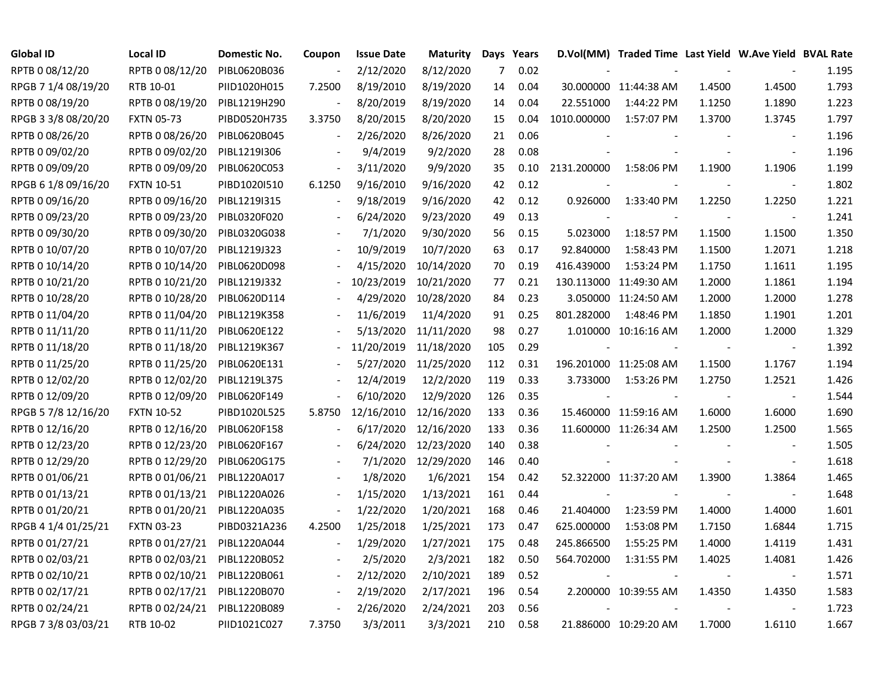| Global ID | Local ID | Domestic No. | Coupon | Issue Date | Maturity | Days | Years | D.Vol(MM) | Traded Time | Last Yield | W.Ave Yield | BVAL Rate |
|---|---|---|---|---|---|---|---|---|---|---|---|---|
| RPTB 0 08/12/20 | RPTB 0 08/12/20 | PIBL0620B036 | - | 2/12/2020 | 8/12/2020 | 7 | 0.02 | - | - | - | - | 1.195 |
| RPGB 7 1/4 08/19/20 | RTB 10-01 | PIID1020H015 | 7.2500 | 8/19/2010 | 8/19/2020 | 14 | 0.04 | 30.000000 | 11:44:38 AM | 1.4500 | 1.4500 | 1.793 |
| RPTB 0 08/19/20 | RPTB 0 08/19/20 | PIBL1219H290 | - | 8/20/2019 | 8/19/2020 | 14 | 0.04 | 22.551000 | 1:44:22 PM | 1.1250 | 1.1890 | 1.223 |
| RPGB 3 3/8 08/20/20 | FXTN 05-73 | PIBD0520H735 | 3.3750 | 8/20/2015 | 8/20/2020 | 15 | 0.04 | 1010.000000 | 1:57:07 PM | 1.3700 | 1.3745 | 1.797 |
| RPTB 0 08/26/20 | RPTB 0 08/26/20 | PIBL0620B045 | - | 2/26/2020 | 8/26/2020 | 21 | 0.06 | - | - | - | - | 1.196 |
| RPTB 0 09/02/20 | RPTB 0 09/02/20 | PIBL1219I306 | - | 9/4/2019 | 9/2/2020 | 28 | 0.08 | - | - | - | - | 1.196 |
| RPTB 0 09/09/20 | RPTB 0 09/09/20 | PIBL0620C053 | - | 3/11/2020 | 9/9/2020 | 35 | 0.10 | 2131.200000 | 1:58:06 PM | 1.1900 | 1.1906 | 1.199 |
| RPGB 6 1/8 09/16/20 | FXTN 10-51 | PIBD1020I510 | 6.1250 | 9/16/2010 | 9/16/2020 | 42 | 0.12 | - | - | - | - | 1.802 |
| RPTB 0 09/16/20 | RPTB 0 09/16/20 | PIBL1219I315 | - | 9/18/2019 | 9/16/2020 | 42 | 0.12 | 0.926000 | 1:33:40 PM | 1.2250 | 1.2250 | 1.221 |
| RPTB 0 09/23/20 | RPTB 0 09/23/20 | PIBL0320F020 | - | 6/24/2020 | 9/23/2020 | 49 | 0.13 | - | - | - | - | 1.241 |
| RPTB 0 09/30/20 | RPTB 0 09/30/20 | PIBL0320G038 | - | 7/1/2020 | 9/30/2020 | 56 | 0.15 | 5.023000 | 1:18:57 PM | 1.1500 | 1.1500 | 1.350 |
| RPTB 0 10/07/20 | RPTB 0 10/07/20 | PIBL1219J323 | - | 10/9/2019 | 10/7/2020 | 63 | 0.17 | 92.840000 | 1:58:43 PM | 1.1500 | 1.2071 | 1.218 |
| RPTB 0 10/14/20 | RPTB 0 10/14/20 | PIBL0620D098 | - | 4/15/2020 | 10/14/2020 | 70 | 0.19 | 416.439000 | 1:53:24 PM | 1.1750 | 1.1611 | 1.195 |
| RPTB 0 10/21/20 | RPTB 0 10/21/20 | PIBL1219J332 | - | 10/23/2019 | 10/21/2020 | 77 | 0.21 | 130.113000 | 11:49:30 AM | 1.2000 | 1.1861 | 1.194 |
| RPTB 0 10/28/20 | RPTB 0 10/28/20 | PIBL0620D114 | - | 4/29/2020 | 10/28/2020 | 84 | 0.23 | 3.050000 | 11:24:50 AM | 1.2000 | 1.2000 | 1.278 |
| RPTB 0 11/04/20 | RPTB 0 11/04/20 | PIBL1219K358 | - | 11/6/2019 | 11/4/2020 | 91 | 0.25 | 801.282000 | 1:48:46 PM | 1.1850 | 1.1901 | 1.201 |
| RPTB 0 11/11/20 | RPTB 0 11/11/20 | PIBL0620E122 | - | 5/13/2020 | 11/11/2020 | 98 | 0.27 | 1.010000 | 10:16:16 AM | 1.2000 | 1.2000 | 1.329 |
| RPTB 0 11/18/20 | RPTB 0 11/18/20 | PIBL1219K367 | - | 11/20/2019 | 11/18/2020 | 105 | 0.29 | - | - | - | - | 1.392 |
| RPTB 0 11/25/20 | RPTB 0 11/25/20 | PIBL0620E131 | - | 5/27/2020 | 11/25/2020 | 112 | 0.31 | 196.201000 | 11:25:08 AM | 1.1500 | 1.1767 | 1.194 |
| RPTB 0 12/02/20 | RPTB 0 12/02/20 | PIBL1219L375 | - | 12/4/2019 | 12/2/2020 | 119 | 0.33 | 3.733000 | 1:53:26 PM | 1.2750 | 1.2521 | 1.426 |
| RPTB 0 12/09/20 | RPTB 0 12/09/20 | PIBL0620F149 | - | 6/10/2020 | 12/9/2020 | 126 | 0.35 | - | - | - | - | 1.544 |
| RPGB 5 7/8 12/16/20 | FXTN 10-52 | PIBD1020L525 | 5.8750 | 12/16/2010 | 12/16/2020 | 133 | 0.36 | 15.460000 | 11:59:16 AM | 1.6000 | 1.6000 | 1.690 |
| RPTB 0 12/16/20 | RPTB 0 12/16/20 | PIBL0620F158 | - | 6/17/2020 | 12/16/2020 | 133 | 0.36 | 11.600000 | 11:26:34 AM | 1.2500 | 1.2500 | 1.565 |
| RPTB 0 12/23/20 | RPTB 0 12/23/20 | PIBL0620F167 | - | 6/24/2020 | 12/23/2020 | 140 | 0.38 | - | - | - | - | 1.505 |
| RPTB 0 12/29/20 | RPTB 0 12/29/20 | PIBL0620G175 | - | 7/1/2020 | 12/29/2020 | 146 | 0.40 | - | - | - | - | 1.618 |
| RPTB 0 01/06/21 | RPTB 0 01/06/21 | PIBL1220A017 | - | 1/8/2020 | 1/6/2021 | 154 | 0.42 | 52.322000 | 11:37:20 AM | 1.3900 | 1.3864 | 1.465 |
| RPTB 0 01/13/21 | RPTB 0 01/13/21 | PIBL1220A026 | - | 1/15/2020 | 1/13/2021 | 161 | 0.44 | - | - | - | - | 1.648 |
| RPTB 0 01/20/21 | RPTB 0 01/20/21 | PIBL1220A035 | - | 1/22/2020 | 1/20/2021 | 168 | 0.46 | 21.404000 | 1:23:59 PM | 1.4000 | 1.4000 | 1.601 |
| RPGB 4 1/4 01/25/21 | FXTN 03-23 | PIBD0321A236 | 4.2500 | 1/25/2018 | 1/25/2021 | 173 | 0.47 | 625.000000 | 1:53:08 PM | 1.7150 | 1.6844 | 1.715 |
| RPTB 0 01/27/21 | RPTB 0 01/27/21 | PIBL1220A044 | - | 1/29/2020 | 1/27/2021 | 175 | 0.48 | 245.866500 | 1:55:25 PM | 1.4000 | 1.4119 | 1.431 |
| RPTB 0 02/03/21 | RPTB 0 02/03/21 | PIBL1220B052 | - | 2/5/2020 | 2/3/2021 | 182 | 0.50 | 564.702000 | 1:31:55 PM | 1.4025 | 1.4081 | 1.426 |
| RPTB 0 02/10/21 | RPTB 0 02/10/21 | PIBL1220B061 | - | 2/12/2020 | 2/10/2021 | 189 | 0.52 | - | - | - | - | 1.571 |
| RPTB 0 02/17/21 | RPTB 0 02/17/21 | PIBL1220B070 | - | 2/19/2020 | 2/17/2021 | 196 | 0.54 | 2.200000 | 10:39:55 AM | 1.4350 | 1.4350 | 1.583 |
| RPTB 0 02/24/21 | RPTB 0 02/24/21 | PIBL1220B089 | - | 2/26/2020 | 2/24/2021 | 203 | 0.56 | - | - | - | - | 1.723 |
| RPGB 7 3/8 03/03/21 | RTB 10-02 | PIID1021C027 | 7.3750 | 3/3/2011 | 3/3/2021 | 210 | 0.58 | 21.886000 | 10:29:20 AM | 1.7000 | 1.6110 | 1.667 |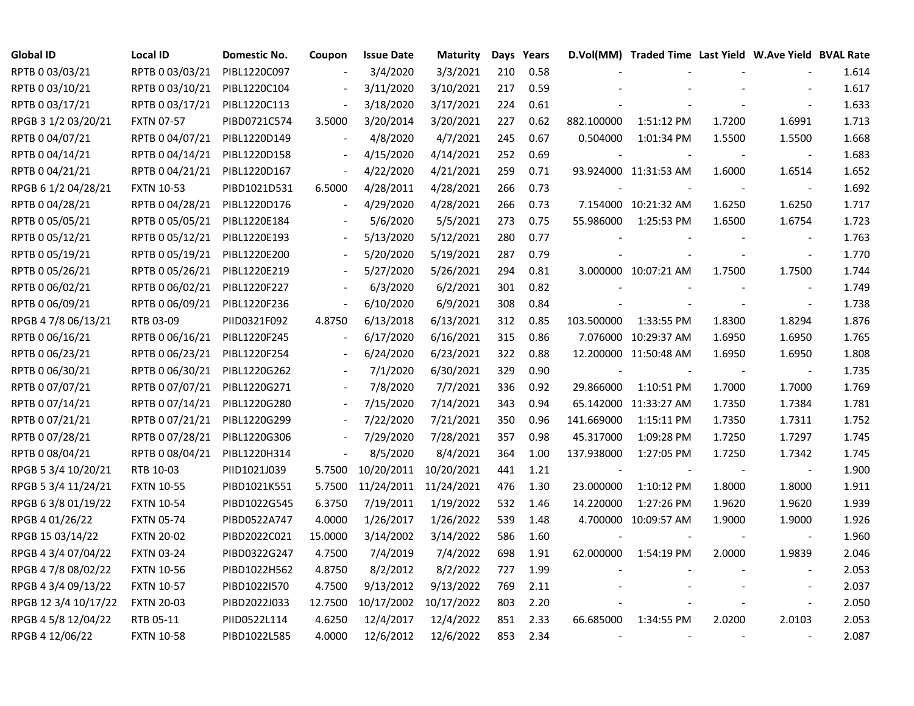| Global ID | Local ID | Domestic No. | Coupon | Issue Date | Maturity | Days | Years | D.Vol(MM) | Traded Time | Last Yield | W.Ave Yield | BVAL Rate |
|---|---|---|---|---|---|---|---|---|---|---|---|---|
| RPTB 0 03/03/21 | RPTB 0 03/03/21 | PIBL1220C097 | - | 3/4/2020 | 3/3/2021 | 210 | 0.58 | - | - | - | - | 1.614 |
| RPTB 0 03/10/21 | RPTB 0 03/10/21 | PIBL1220C104 | - | 3/11/2020 | 3/10/2021 | 217 | 0.59 | - | - | - | - | 1.617 |
| RPTB 0 03/17/21 | RPTB 0 03/17/21 | PIBL1220C113 | - | 3/18/2020 | 3/17/2021 | 224 | 0.61 | - | - | - | - | 1.633 |
| RPGB 3 1/2 03/20/21 | FXTN 07-57 | PIBD0721C574 | 3.5000 | 3/20/2014 | 3/20/2021 | 227 | 0.62 | 882.100000 | 1:51:12 PM | 1.7200 | 1.6991 | 1.713 |
| RPTB 0 04/07/21 | RPTB 0 04/07/21 | PIBL1220D149 | - | 4/8/2020 | 4/7/2021 | 245 | 0.67 | 0.504000 | 1:01:34 PM | 1.5500 | 1.5500 | 1.668 |
| RPTB 0 04/14/21 | RPTB 0 04/14/21 | PIBL1220D158 | - | 4/15/2020 | 4/14/2021 | 252 | 0.69 | - | - | - | - | 1.683 |
| RPTB 0 04/21/21 | RPTB 0 04/21/21 | PIBL1220D167 | - | 4/22/2020 | 4/21/2021 | 259 | 0.71 | 93.924000 | 11:31:53 AM | 1.6000 | 1.6514 | 1.652 |
| RPGB 6 1/2 04/28/21 | FXTN 10-53 | PIBD1021D531 | 6.5000 | 4/28/2011 | 4/28/2021 | 266 | 0.73 | - | - | - | - | 1.692 |
| RPTB 0 04/28/21 | RPTB 0 04/28/21 | PIBL1220D176 | - | 4/29/2020 | 4/28/2021 | 266 | 0.73 | 7.154000 | 10:21:32 AM | 1.6250 | 1.6250 | 1.717 |
| RPTB 0 05/05/21 | RPTB 0 05/05/21 | PIBL1220E184 | - | 5/6/2020 | 5/5/2021 | 273 | 0.75 | 55.986000 | 1:25:53 PM | 1.6500 | 1.6754 | 1.723 |
| RPTB 0 05/12/21 | RPTB 0 05/12/21 | PIBL1220E193 | - | 5/13/2020 | 5/12/2021 | 280 | 0.77 | - | - | - | - | 1.763 |
| RPTB 0 05/19/21 | RPTB 0 05/19/21 | PIBL1220E200 | - | 5/20/2020 | 5/19/2021 | 287 | 0.79 | - | - | - | - | 1.770 |
| RPTB 0 05/26/21 | RPTB 0 05/26/21 | PIBL1220E219 | - | 5/27/2020 | 5/26/2021 | 294 | 0.81 | 3.000000 | 10:07:21 AM | 1.7500 | 1.7500 | 1.744 |
| RPTB 0 06/02/21 | RPTB 0 06/02/21 | PIBL1220F227 | - | 6/3/2020 | 6/2/2021 | 301 | 0.82 | - | - | - | - | 1.749 |
| RPTB 0 06/09/21 | RPTB 0 06/09/21 | PIBL1220F236 | - | 6/10/2020 | 6/9/2021 | 308 | 0.84 | - | - | - | - | 1.738 |
| RPGB 4 7/8 06/13/21 | RTB 03-09 | PIID0321F092 | 4.8750 | 6/13/2018 | 6/13/2021 | 312 | 0.85 | 103.500000 | 1:33:55 PM | 1.8300 | 1.8294 | 1.876 |
| RPTB 0 06/16/21 | RPTB 0 06/16/21 | PIBL1220F245 | - | 6/17/2020 | 6/16/2021 | 315 | 0.86 | 7.076000 | 10:29:37 AM | 1.6950 | 1.6950 | 1.765 |
| RPTB 0 06/23/21 | RPTB 0 06/23/21 | PIBL1220F254 | - | 6/24/2020 | 6/23/2021 | 322 | 0.88 | 12.200000 | 11:50:48 AM | 1.6950 | 1.6950 | 1.808 |
| RPTB 0 06/30/21 | RPTB 0 06/30/21 | PIBL1220G262 | - | 7/1/2020 | 6/30/2021 | 329 | 0.90 | - | - | - | - | 1.735 |
| RPTB 0 07/07/21 | RPTB 0 07/07/21 | PIBL1220G271 | - | 7/8/2020 | 7/7/2021 | 336 | 0.92 | 29.866000 | 1:10:51 PM | 1.7000 | 1.7000 | 1.769 |
| RPTB 0 07/14/21 | RPTB 0 07/14/21 | PIBL1220G280 | - | 7/15/2020 | 7/14/2021 | 343 | 0.94 | 65.142000 | 11:33:27 AM | 1.7350 | 1.7384 | 1.781 |
| RPTB 0 07/21/21 | RPTB 0 07/21/21 | PIBL1220G299 | - | 7/22/2020 | 7/21/2021 | 350 | 0.96 | 141.669000 | 1:15:11 PM | 1.7350 | 1.7311 | 1.752 |
| RPTB 0 07/28/21 | RPTB 0 07/28/21 | PIBL1220G306 | - | 7/29/2020 | 7/28/2021 | 357 | 0.98 | 45.317000 | 1:09:28 PM | 1.7250 | 1.7297 | 1.745 |
| RPTB 0 08/04/21 | RPTB 0 08/04/21 | PIBL1220H314 | - | 8/5/2020 | 8/4/2021 | 364 | 1.00 | 137.938000 | 1:27:05 PM | 1.7250 | 1.7342 | 1.745 |
| RPGB 5 3/4 10/20/21 | RTB 10-03 | PIID1021J039 | 5.7500 | 10/20/2011 | 10/20/2021 | 441 | 1.21 | - | - | - | - | 1.900 |
| RPGB 5 3/4 11/24/21 | FXTN 10-55 | PIBD1021K551 | 5.7500 | 11/24/2011 | 11/24/2021 | 476 | 1.30 | 23.000000 | 1:10:12 PM | 1.8000 | 1.8000 | 1.911 |
| RPGB 6 3/8 01/19/22 | FXTN 10-54 | PIBD1022G545 | 6.3750 | 7/19/2011 | 1/19/2022 | 532 | 1.46 | 14.220000 | 1:27:26 PM | 1.9620 | 1.9620 | 1.939 |
| RPGB 4 01/26/22 | FXTN 05-74 | PIBD0522A747 | 4.0000 | 1/26/2017 | 1/26/2022 | 539 | 1.48 | 4.700000 | 10:09:57 AM | 1.9000 | 1.9000 | 1.926 |
| RPGB 15 03/14/22 | FXTN 20-02 | PIBD2022C021 | 15.0000 | 3/14/2002 | 3/14/2022 | 586 | 1.60 | - | - | - | - | 1.960 |
| RPGB 4 3/4 07/04/22 | FXTN 03-24 | PIBD0322G247 | 4.7500 | 7/4/2019 | 7/4/2022 | 698 | 1.91 | 62.000000 | 1:54:19 PM | 2.0000 | 1.9839 | 2.046 |
| RPGB 4 7/8 08/02/22 | FXTN 10-56 | PIBD1022H562 | 4.8750 | 8/2/2012 | 8/2/2022 | 727 | 1.99 | - | - | - | - | 2.053 |
| RPGB 4 3/4 09/13/22 | FXTN 10-57 | PIBD1022I570 | 4.7500 | 9/13/2012 | 9/13/2022 | 769 | 2.11 | - | - | - | - | 2.037 |
| RPGB 12 3/4 10/17/22 | FXTN 20-03 | PIBD2022J033 | 12.7500 | 10/17/2002 | 10/17/2022 | 803 | 2.20 | - | - | - | - | 2.050 |
| RPGB 4 5/8 12/04/22 | RTB 05-11 | PIID0522L114 | 4.6250 | 12/4/2017 | 12/4/2022 | 851 | 2.33 | 66.685000 | 1:34:55 PM | 2.0200 | 2.0103 | 2.053 |
| RPGB 4 12/06/22 | FXTN 10-58 | PIBD1022L585 | 4.0000 | 12/6/2012 | 12/6/2022 | 853 | 2.34 | - | - | - | - | 2.087 |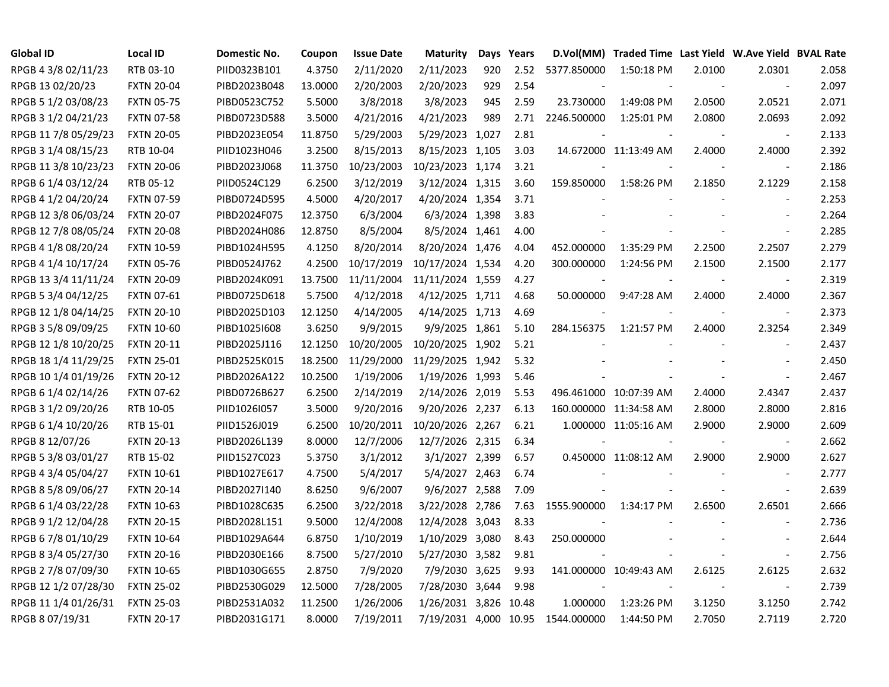| Global ID | Local ID | Domestic No. | Coupon | Issue Date | Maturity | Days | Years | D.Vol(MM) | Traded Time | Last Yield | W.Ave Yield | BVAL Rate |
|---|---|---|---|---|---|---|---|---|---|---|---|---|
| RPGB 4 3/8 02/11/23 | RTB 03-10 | PIID0323B101 | 4.3750 | 2/11/2020 | 2/11/2023 | 920 | 2.52 | 5377.850000 | 1:50:18 PM | 2.0100 | 2.0301 | 2.058 |
| RPGB 13 02/20/23 | FXTN 20-04 | PIBD2023B048 | 13.0000 | 2/20/2003 | 2/20/2023 | 929 | 2.54 | - | - | - | - | 2.097 |
| RPGB 5 1/2 03/08/23 | FXTN 05-75 | PIBD0523C752 | 5.5000 | 3/8/2018 | 3/8/2023 | 945 | 2.59 | 23.730000 | 1:49:08 PM | 2.0500 | 2.0521 | 2.071 |
| RPGB 3 1/2 04/21/23 | FXTN 07-58 | PIBD0723D588 | 3.5000 | 4/21/2016 | 4/21/2023 | 989 | 2.71 | 2246.500000 | 1:25:01 PM | 2.0800 | 2.0693 | 2.092 |
| RPGB 11 7/8 05/29/23 | FXTN 20-05 | PIBD2023E054 | 11.8750 | 5/29/2003 | 5/29/2023 | 1,027 | 2.81 | - | - | - | - | 2.133 |
| RPGB 3 1/4 08/15/23 | RTB 10-04 | PIID1023H046 | 3.2500 | 8/15/2013 | 8/15/2023 | 1,105 | 3.03 | 14.672000 | 11:13:49 AM | 2.4000 | 2.4000 | 2.392 |
| RPGB 11 3/8 10/23/23 | FXTN 20-06 | PIBD2023J068 | 11.3750 | 10/23/2003 | 10/23/2023 | 1,174 | 3.21 | - | - | - | - | 2.186 |
| RPGB 6 1/4 03/12/24 | RTB 05-12 | PIID0524C129 | 6.2500 | 3/12/2019 | 3/12/2024 | 1,315 | 3.60 | 159.850000 | 1:58:26 PM | 2.1850 | 2.1229 | 2.158 |
| RPGB 4 1/2 04/20/24 | FXTN 07-59 | PIBD0724D595 | 4.5000 | 4/20/2017 | 4/20/2024 | 1,354 | 3.71 | - | - | - | - | 2.253 |
| RPGB 12 3/8 06/03/24 | FXTN 20-07 | PIBD2024F075 | 12.3750 | 6/3/2004 | 6/3/2024 | 1,398 | 3.83 | - | - | - | - | 2.264 |
| RPGB 12 7/8 08/05/24 | FXTN 20-08 | PIBD2024H086 | 12.8750 | 8/5/2004 | 8/5/2024 | 1,461 | 4.00 | - | - | - | - | 2.285 |
| RPGB 4 1/8 08/20/24 | FXTN 10-59 | PIBD1024H595 | 4.1250 | 8/20/2014 | 8/20/2024 | 1,476 | 4.04 | 452.000000 | 1:35:29 PM | 2.2500 | 2.2507 | 2.279 |
| RPGB 4 1/4 10/17/24 | FXTN 05-76 | PIBD0524J762 | 4.2500 | 10/17/2019 | 10/17/2024 | 1,534 | 4.20 | 300.000000 | 1:24:56 PM | 2.1500 | 2.1500 | 2.177 |
| RPGB 13 3/4 11/11/24 | FXTN 20-09 | PIBD2024K091 | 13.7500 | 11/11/2004 | 11/11/2024 | 1,559 | 4.27 | - | - | - | - | 2.319 |
| RPGB 5 3/4 04/12/25 | FXTN 07-61 | PIBD0725D618 | 5.7500 | 4/12/2018 | 4/12/2025 | 1,711 | 4.68 | 50.000000 | 9:47:28 AM | 2.4000 | 2.4000 | 2.367 |
| RPGB 12 1/8 04/14/25 | FXTN 20-10 | PIBD2025D103 | 12.1250 | 4/14/2005 | 4/14/2025 | 1,713 | 4.69 | - | - | - | - | 2.373 |
| RPGB 3 5/8 09/09/25 | FXTN 10-60 | PIBD1025I608 | 3.6250 | 9/9/2015 | 9/9/2025 | 1,861 | 5.10 | 284.156375 | 1:21:57 PM | 2.4000 | 2.3254 | 2.349 |
| RPGB 12 1/8 10/20/25 | FXTN 20-11 | PIBD2025J116 | 12.1250 | 10/20/2005 | 10/20/2025 | 1,902 | 5.21 | - | - | - | - | 2.437 |
| RPGB 18 1/4 11/29/25 | FXTN 25-01 | PIBD2525K015 | 18.2500 | 11/29/2000 | 11/29/2025 | 1,942 | 5.32 | - | - | - | - | 2.450 |
| RPGB 10 1/4 01/19/26 | FXTN 20-12 | PIBD2026A122 | 10.2500 | 1/19/2006 | 1/19/2026 | 1,993 | 5.46 | - | - | - | - | 2.467 |
| RPGB 6 1/4 02/14/26 | FXTN 07-62 | PIBD0726B627 | 6.2500 | 2/14/2019 | 2/14/2026 | 2,019 | 5.53 | 496.461000 | 10:07:39 AM | 2.4000 | 2.4347 | 2.437 |
| RPGB 3 1/2 09/20/26 | RTB 10-05 | PIID1026I057 | 3.5000 | 9/20/2016 | 9/20/2026 | 2,237 | 6.13 | 160.000000 | 11:34:58 AM | 2.8000 | 2.8000 | 2.816 |
| RPGB 6 1/4 10/20/26 | RTB 15-01 | PIID1526J019 | 6.2500 | 10/20/2011 | 10/20/2026 | 2,267 | 6.21 | 1.000000 | 11:05:16 AM | 2.9000 | 2.9000 | 2.609 |
| RPGB 8 12/07/26 | FXTN 20-13 | PIBD2026L139 | 8.0000 | 12/7/2006 | 12/7/2026 | 2,315 | 6.34 | - | - | - | - | 2.662 |
| RPGB 5 3/8 03/01/27 | RTB 15-02 | PIID1527C023 | 5.3750 | 3/1/2012 | 3/1/2027 | 2,399 | 6.57 | 0.450000 | 11:08:12 AM | 2.9000 | 2.9000 | 2.627 |
| RPGB 4 3/4 05/04/27 | FXTN 10-61 | PIBD1027E617 | 4.7500 | 5/4/2017 | 5/4/2027 | 2,463 | 6.74 | - | - | - | - | 2.777 |
| RPGB 8 5/8 09/06/27 | FXTN 20-14 | PIBD2027I140 | 8.6250 | 9/6/2007 | 9/6/2027 | 2,588 | 7.09 | - | - | - | - | 2.639 |
| RPGB 6 1/4 03/22/28 | FXTN 10-63 | PIBD1028C635 | 6.2500 | 3/22/2018 | 3/22/2028 | 2,786 | 7.63 | 1555.900000 | 1:34:17 PM | 2.6500 | 2.6501 | 2.666 |
| RPGB 9 1/2 12/04/28 | FXTN 20-15 | PIBD2028L151 | 9.5000 | 12/4/2008 | 12/4/2028 | 3,043 | 8.33 | - | - | - | - | 2.736 |
| RPGB 6 7/8 01/10/29 | FXTN 10-64 | PIBD1029A644 | 6.8750 | 1/10/2019 | 1/10/2029 | 3,080 | 8.43 | 250.000000 | - | - | - | 2.644 |
| RPGB 8 3/4 05/27/30 | FXTN 20-16 | PIBD2030E166 | 8.7500 | 5/27/2010 | 5/27/2030 | 3,582 | 9.81 | - | - | - | - | 2.756 |
| RPGB 2 7/8 07/09/30 | FXTN 10-65 | PIBD1030G655 | 2.8750 | 7/9/2020 | 7/9/2030 | 3,625 | 9.93 | 141.000000 | 10:49:43 AM | 2.6125 | 2.6125 | 2.632 |
| RPGB 12 1/2 07/28/30 | FXTN 25-02 | PIBD2530G029 | 12.5000 | 7/28/2005 | 7/28/2030 | 3,644 | 9.98 | - | - | - | - | 2.739 |
| RPGB 11 1/4 01/26/31 | FXTN 25-03 | PIBD2531A032 | 11.2500 | 1/26/2006 | 1/26/2031 | 3,826 | 10.48 | 1.000000 | 1:23:26 PM | 3.1250 | 3.1250 | 2.742 |
| RPGB 8 07/19/31 | FXTN 20-17 | PIBD2031G171 | 8.0000 | 7/19/2011 | 7/19/2031 | 4,000 | 10.95 | 1544.000000 | 1:44:50 PM | 2.7050 | 2.7119 | 2.720 |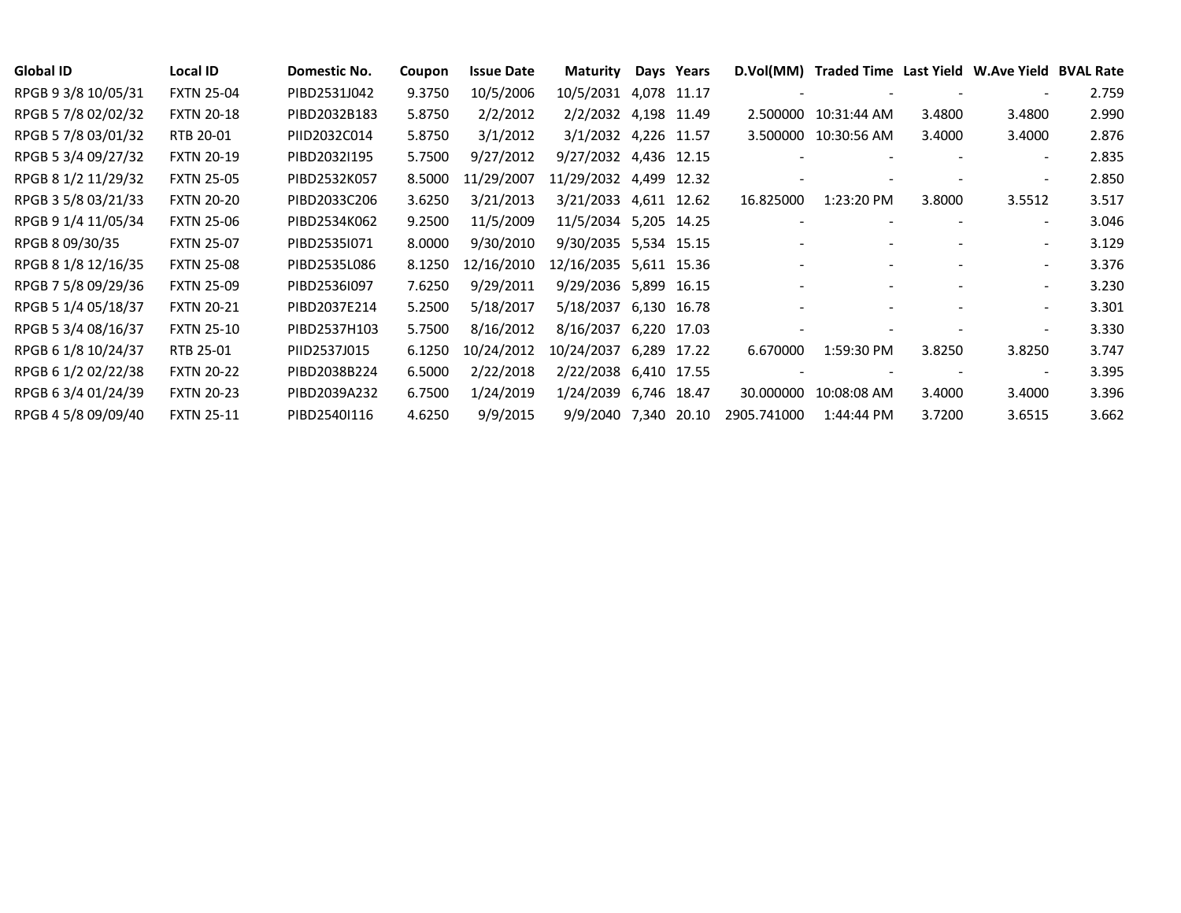| Global ID | Local ID | Domestic No. | Coupon | Issue Date | Maturity | Days | Years | D.Vol(MM) | Traded Time | Last Yield | W.Ave Yield | BVAL Rate |
|---|---|---|---|---|---|---|---|---|---|---|---|---|
| RPGB 9 3/8 10/05/31 | FXTN 25-04 | PIBD2531J042 | 9.3750 | 10/5/2006 | 10/5/2031 | 4,078 | 11.17 | - | - | - | - | 2.759 |
| RPGB 5 7/8 02/02/32 | FXTN 20-18 | PIBD2032B183 | 5.8750 | 2/2/2012 | 2/2/2032 | 4,198 | 11.49 | 2.500000 | 10:31:44 AM | 3.4800 | 3.4800 | 2.990 |
| RPGB 5 7/8 03/01/32 | RTB 20-01 | PIID2032C014 | 5.8750 | 3/1/2012 | 3/1/2032 | 4,226 | 11.57 | 3.500000 | 10:30:56 AM | 3.4000 | 3.4000 | 2.876 |
| RPGB 5 3/4 09/27/32 | FXTN 20-19 | PIBD2032I195 | 5.7500 | 9/27/2012 | 9/27/2032 | 4,436 | 12.15 | - | - | - | - | 2.835 |
| RPGB 8 1/2 11/29/32 | FXTN 25-05 | PIBD2532K057 | 8.5000 | 11/29/2007 | 11/29/2032 | 4,499 | 12.32 | - | - | - | - | 2.850 |
| RPGB 3 5/8 03/21/33 | FXTN 20-20 | PIBD2033C206 | 3.6250 | 3/21/2013 | 3/21/2033 | 4,611 | 12.62 | 16.825000 | 1:23:20 PM | 3.8000 | 3.5512 | 3.517 |
| RPGB 9 1/4 11/05/34 | FXTN 25-06 | PIBD2534K062 | 9.2500 | 11/5/2009 | 11/5/2034 | 5,205 | 14.25 | - | - | - | - | 3.046 |
| RPGB 8 09/30/35 | FXTN 25-07 | PIBD2535I071 | 8.0000 | 9/30/2010 | 9/30/2035 | 5,534 | 15.15 | - | - | - | - | 3.129 |
| RPGB 8 1/8 12/16/35 | FXTN 25-08 | PIBD2535L086 | 8.1250 | 12/16/2010 | 12/16/2035 | 5,611 | 15.36 | - | - | - | - | 3.376 |
| RPGB 7 5/8 09/29/36 | FXTN 25-09 | PIBD2536I097 | 7.6250 | 9/29/2011 | 9/29/2036 | 5,899 | 16.15 | - | - | - | - | 3.230 |
| RPGB 5 1/4 05/18/37 | FXTN 20-21 | PIBD2037E214 | 5.2500 | 5/18/2017 | 5/18/2037 | 6,130 | 16.78 | - | - | - | - | 3.301 |
| RPGB 5 3/4 08/16/37 | FXTN 25-10 | PIBD2537H103 | 5.7500 | 8/16/2012 | 8/16/2037 | 6,220 | 17.03 | - | - | - | - | 3.330 |
| RPGB 6 1/8 10/24/37 | RTB 25-01 | PIID2537J015 | 6.1250 | 10/24/2012 | 10/24/2037 | 6,289 | 17.22 | 6.670000 | 1:59:30 PM | 3.8250 | 3.8250 | 3.747 |
| RPGB 6 1/2 02/22/38 | FXTN 20-22 | PIBD2038B224 | 6.5000 | 2/22/2018 | 2/22/2038 | 6,410 | 17.55 | - | - | - | - | 3.395 |
| RPGB 6 3/4 01/24/39 | FXTN 20-23 | PIBD2039A232 | 6.7500 | 1/24/2019 | 1/24/2039 | 6,746 | 18.47 | 30.000000 | 10:08:08 AM | 3.4000 | 3.4000 | 3.396 |
| RPGB 4 5/8 09/09/40 | FXTN 25-11 | PIBD2540I116 | 4.6250 | 9/9/2015 | 9/9/2040 | 7,340 | 20.10 | 2905.741000 | 1:44:44 PM | 3.7200 | 3.6515 | 3.662 |